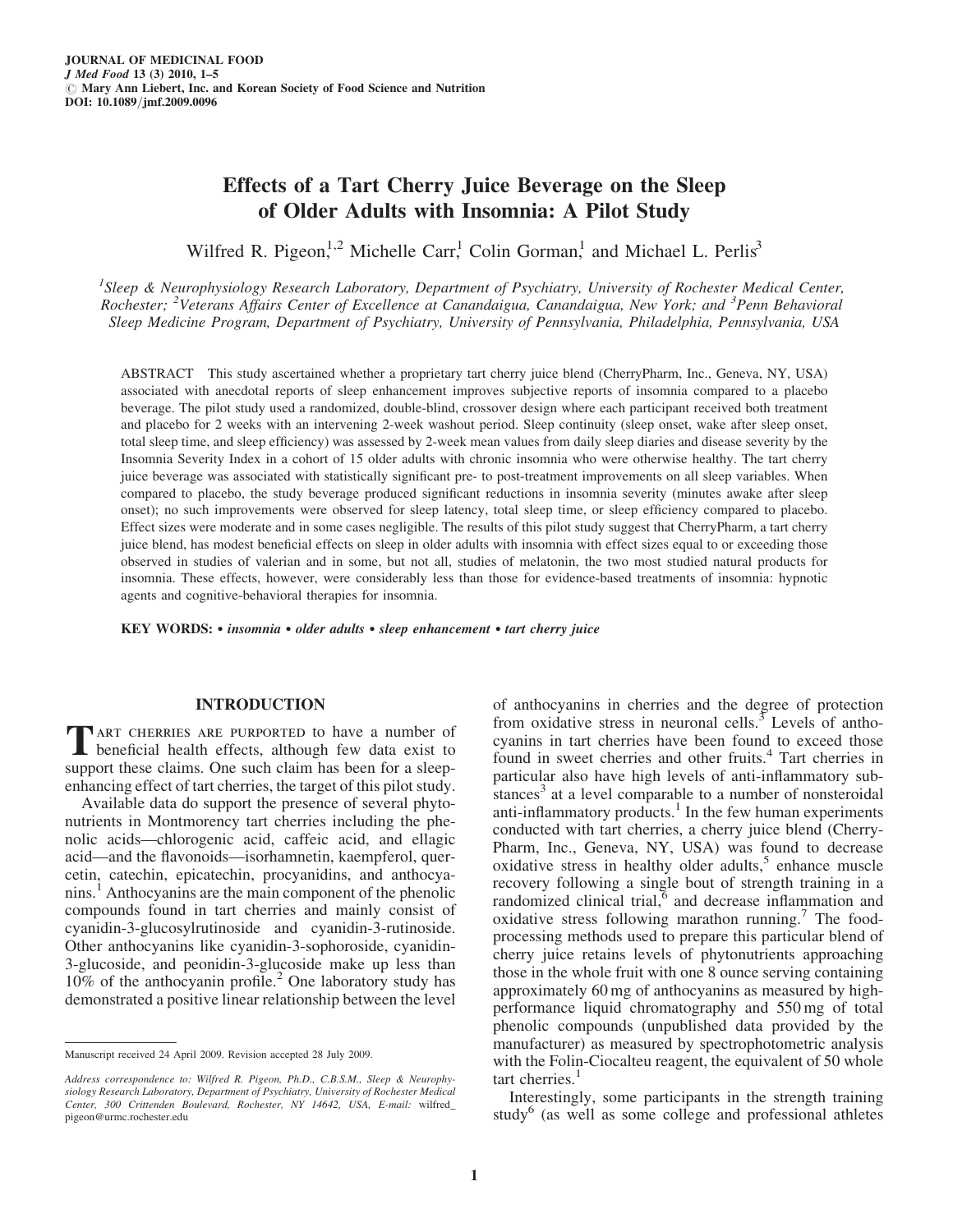# Effects of a Tart Cherry Juice Beverage on the Sleep of Older Adults with Insomnia: A Pilot Study

Wilfred R. Pigeon,[1,2] Michelle Carr,[1] Colin Gorman,[1] and Michael L. Perlis[3]

[1]Sleep & Neurophysiology Research Laboratory, Department of Psychiatry, University of Rochester Medical Center, Rochester; [2]Veterans Affairs Center of Excellence at Canandaigua, Canandaigua, New York; and [3]Penn Behavioral Sleep Medicine Program, Department of Psychiatry, University of Pennsylvania, Philadelphia, Pennsylvania, USA

ABSTRACT This study ascertained whether a proprietary tart cherry juice blend (CherryPharm, Inc., Geneva, NY, USA) associated with anecdotal reports of sleep enhancement improves subjective reports of insomnia compared to a placebo beverage. The pilot study used a randomized, double-blind, crossover design where each participant received both treatment and placebo for 2 weeks with an intervening 2-week washout period. Sleep continuity (sleep onset, wake after sleep onset, total sleep time, and sleep efficiency) was assessed by 2-week mean values from daily sleep diaries and disease severity by the Insomnia Severity Index in a cohort of 15 older adults with chronic insomnia who were otherwise healthy. The tart cherry juice beverage was associated with statistically significant pre- to post-treatment improvements on all sleep variables. When compared to placebo, the study beverage produced significant reductions in insomnia severity (minutes awake after sleep onset); no such improvements were observed for sleep latency, total sleep time, or sleep efficiency compared to placebo. Effect sizes were moderate and in some cases negligible. The results of this pilot study suggest that CherryPharm, a tart cherry juice blend, has modest beneficial effects on sleep in older adults with insomnia with effect sizes equal to or exceeding those observed in studies of valerian and in some, but not all, studies of melatonin, the two most studied natural products for insomnia. These effects, however, were considerably less than those for evidence-based treatments of insomnia: hypnotic agents and cognitive-behavioral therapies for insomnia.

**KEY WORDS:** • *insomnia* • *older adults* • *sleep enhancement* • *tart cherry juice*

## INTRODUCTION

Tart cherries are purported to have a number of beneficial health effects, although few data exist to support these claims. One such claim has been for a sleep-enhancing effect of tart cherries, the target of this pilot study.

Available data do support the presence of several phytonutrients in Montmorency tart cherries including the phenolic acids—chlorogenic acid, caffeic acid, and ellagic acid—and the flavonoids—isorhamnetin, kaempferol, quercetin, catechin, epicatechin, procyanidins, and anthocyanins.[1] Anthocyanins are the main component of the phenolic compounds found in tart cherries and mainly consist of cyanidin-3-glucosylrutinoside and cyanidin-3-rutinoside. Other anthocyanins like cyanidin-3-sophoroside, cyanidin-3-glucoside, and peonidin-3-glucoside make up less than 10% of the anthocyanin profile.[2] One laboratory study has demonstrated a positive linear relationship between the level of anthocyanins in cherries and the degree of protection from oxidative stress in neuronal cells.[3] Levels of anthocyanins in tart cherries have been found to exceed those found in sweet cherries and other fruits.[4] Tart cherries in particular also have high levels of anti-inflammatory substances[3] at a level comparable to a number of nonsteroidal anti-inflammatory products.[1] In the few human experiments conducted with tart cherries, a cherry juice blend (CherryPharm, Inc., Geneva, NY, USA) was found to decrease oxidative stress in healthy older adults,[5] enhance muscle recovery following a single bout of strength training in a randomized clinical trial,[6] and decrease inflammation and oxidative stress following marathon running.[7] The food-processing methods used to prepare this particular blend of cherry juice retains levels of phytonutrients approaching those in the whole fruit with one 8 ounce serving containing approximately 60 mg of anthocyanins as measured by high-performance liquid chromatography and 550 mg of total phenolic compounds (unpublished data provided by the manufacturer) as measured by spectrophotometric analysis with the Folin-Ciocalteu reagent, the equivalent of 50 whole tart cherries.[1]

Interestingly, some participants in the strength training study[6] (as well as some college and professional athletes

---

Manuscript received 24 April 2009. Revision accepted 28 July 2009.

*Address correspondence to: Wilfred R. Pigeon, Ph.D., C.B.S.M., Sleep & Neurophysiology Research Laboratory, Department of Psychiatry, University of Rochester Medical Center, 300 Crittenden Boulevard, Rochester, NY 14642, USA, E-mail: wilfred_pigeon@urmc.rochester.edu*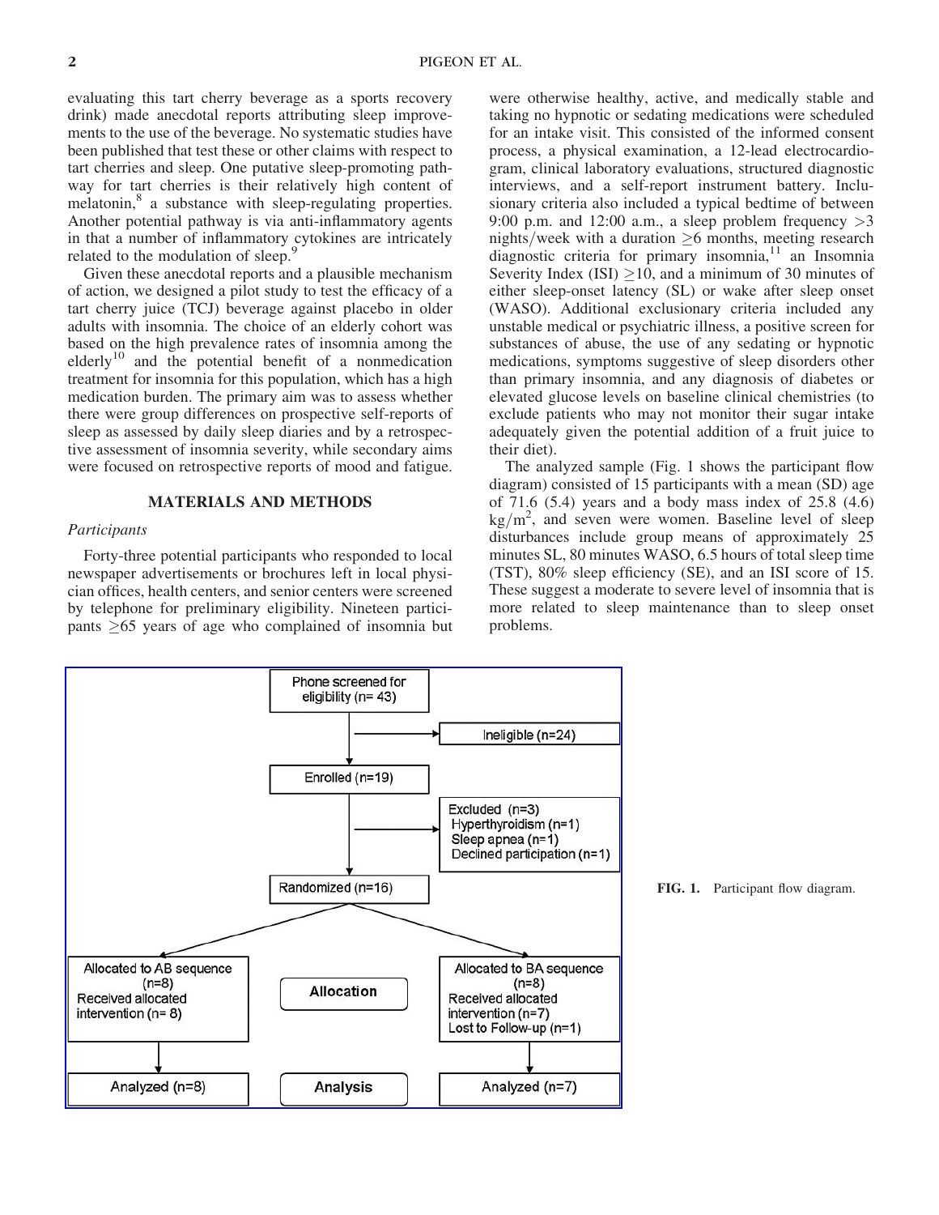evaluating this tart cherry beverage as a sports recovery drink) made anecdotal reports attributing sleep improvements to the use of the beverage. No systematic studies have been published that test these or other claims with respect to tart cherries and sleep. One putative sleep-promoting pathway for tart cherries is their relatively high content of melatonin,[8] a substance with sleep-regulating properties. Another potential pathway is via anti-inflammatory agents in that a number of inflammatory cytokines are intricately related to the modulation of sleep.[9]

Given these anecdotal reports and a plausible mechanism of action, we designed a pilot study to test the efficacy of a tart cherry juice (TCJ) beverage against placebo in older adults with insomnia. The choice of an elderly cohort was based on the high prevalence rates of insomnia among the elderly[10] and the potential benefit of a nonmedication treatment for insomnia for this population, which has a high medication burden. The primary aim was to assess whether there were group differences on prospective self-reports of sleep as assessed by daily sleep diaries and by a retrospective assessment of insomnia severity, while secondary aims were focused on retrospective reports of mood and fatigue.

## MATERIALS AND METHODS

### *Participants*

Forty-three potential participants who responded to local newspaper advertisements or brochures left in local physician offices, health centers, and senior centers were screened by telephone for preliminary eligibility. Nineteen participants $\geq$65 years of age who complained of insomnia but were otherwise healthy, active, and medically stable and taking no hypnotic or sedating medications were scheduled for an intake visit. This consisted of the informed consent process, a physical examination, a 12-lead electrocardiogram, clinical laboratory evaluations, structured diagnostic interviews, and a self-report instrument battery. Inclusionary criteria also included a typical bedtime of between 9:00 p.m. and 12:00 a.m., a sleep problem frequency $>$3 nights/week with a duration $\geq$6 months, meeting research diagnostic criteria for primary insomnia,[11] an Insomnia Severity Index (ISI) $\geq$10, and a minimum of 30 minutes of either sleep-onset latency (SL) or wake after sleep onset (WASO). Additional exclusionary criteria included any unstable medical or psychiatric illness, a positive screen for substances of abuse, the use of any sedating or hypnotic medications, symptoms suggestive of sleep disorders other than primary insomnia, and any diagnosis of diabetes or elevated glucose levels on baseline clinical chemistries (to exclude patients who may not monitor their sugar intake adequately given the potential addition of a fruit juice to their diet).

The analyzed sample (Fig. 1 shows the participant flow diagram) consisted of 15 participants with a mean (SD) age of 71.6 (5.4) years and a body mass index of 25.8 (4.6) $kg/m^2$, and seven were women. Baseline level of sleep disturbances include group means of approximately 25 minutes SL, 80 minutes WASO, 6.5 hours of total sleep time (TST), 80% sleep efficiency (SE), and an ISI score of 15. These suggest a moderate to severe level of insomnia that is more related to sleep maintenance than to sleep onset problems.

Phone screened for eligibility (n= 43)
→ Ineligible (n=24)
Enrolled (n=19)
→ Excluded (n=3): Hyperthyroidism (n=1); Sleep apnea (n=1); Declined participation (n=1)
Randomized (n=16)

**Allocation**
- Allocated to AB sequence (n=8); Received allocated intervention (n= 8)
- Allocated to BA sequence (n=8); Received allocated intervention (n=7); Lost to Follow-up (n=1)

**Analysis**
- Analyzed (n=8)
- Analyzed (n=7)

**FIG. 1.** Participant flow diagram.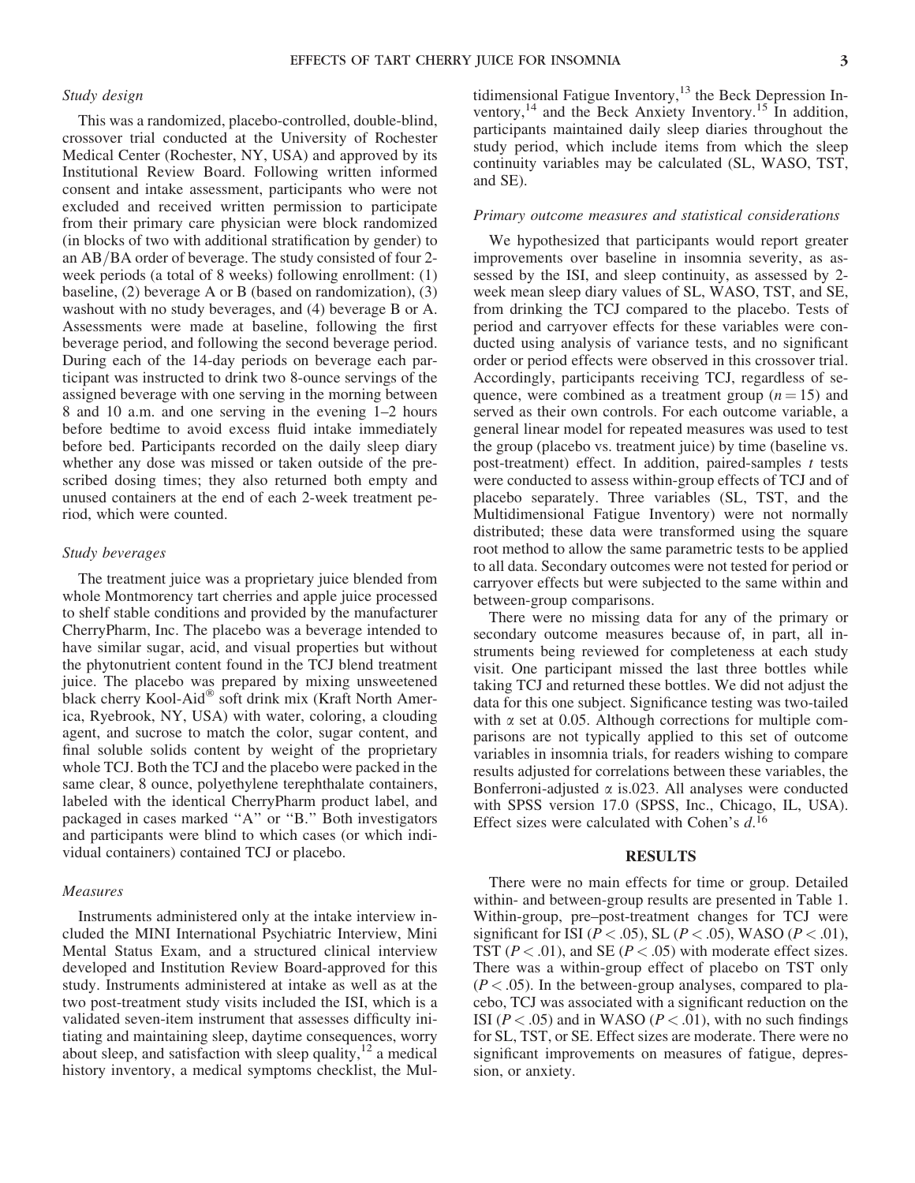### *Study design*

This was a randomized, placebo-controlled, double-blind, crossover trial conducted at the University of Rochester Medical Center (Rochester, NY, USA) and approved by its Institutional Review Board. Following written informed consent and intake assessment, participants who were not excluded and received written permission to participate from their primary care physician were block randomized (in blocks of two with additional stratification by gender) to an AB/BA order of beverage. The study consisted of four 2-week periods (a total of 8 weeks) following enrollment: (1) baseline, (2) beverage A or B (based on randomization), (3) washout with no study beverages, and (4) beverage B or A. Assessments were made at baseline, following the first beverage period, and following the second beverage period. During each of the 14-day periods on beverage each participant was instructed to drink two 8-ounce servings of the assigned beverage with one serving in the morning between 8 and 10 a.m. and one serving in the evening 1–2 hours before bedtime to avoid excess fluid intake immediately before bed. Participants recorded on the daily sleep diary whether any dose was missed or taken outside of the prescribed dosing times; they also returned both empty and unused containers at the end of each 2-week treatment period, which were counted.

### *Study beverages*

The treatment juice was a proprietary juice blended from whole Montmorency tart cherries and apple juice processed to shelf stable conditions and provided by the manufacturer CherryPharm, Inc. The placebo was a beverage intended to have similar sugar, acid, and visual properties but without the phytonutrient content found in the TCJ blend treatment juice. The placebo was prepared by mixing unsweetened black cherry Kool-Aid® soft drink mix (Kraft North America, Ryebrook, NY, USA) with water, coloring, a clouding agent, and sucrose to match the color, sugar content, and final soluble solids content by weight of the proprietary whole TCJ. Both the TCJ and the placebo were packed in the same clear, 8 ounce, polyethylene terephthalate containers, labeled with the identical CherryPharm product label, and packaged in cases marked ''A'' or ''B.'' Both investigators and participants were blind to which cases (or which individual containers) contained TCJ or placebo.

### *Measures*

Instruments administered only at the intake interview included the MINI International Psychiatric Interview, Mini Mental Status Exam, and a structured clinical interview developed and Institution Review Board-approved for this study. Instruments administered at intake as well as at the two post-treatment study visits included the ISI, which is a validated seven-item instrument that assesses difficulty initiating and maintaining sleep, daytime consequences, worry about sleep, and satisfaction with sleep quality,[12] a medical history inventory, a medical symptoms checklist, the Multidimensional Fatigue Inventory,[13] the Beck Depression Inventory,[14] and the Beck Anxiety Inventory.[15] In addition, participants maintained daily sleep diaries throughout the study period, which include items from which the sleep continuity variables may be calculated (SL, WASO, TST, and SE).

### *Primary outcome measures and statistical considerations*

We hypothesized that participants would report greater improvements over baseline in insomnia severity, as assessed by the ISI, and sleep continuity, as assessed by 2-week mean sleep diary values of SL, WASO, TST, and SE, from drinking the TCJ compared to the placebo. Tests of period and carryover effects for these variables were conducted using analysis of variance tests, and no significant order or period effects were observed in this crossover trial. Accordingly, participants receiving TCJ, regardless of sequence, were combined as a treatment group ($n = 15$) and served as their own controls. For each outcome variable, a general linear model for repeated measures was used to test the group (placebo vs. treatment juice) by time (baseline vs. post-treatment) effect. In addition, paired-samples *t* tests were conducted to assess within-group effects of TCJ and of placebo separately. Three variables (SL, TST, and the Multidimensional Fatigue Inventory) were not normally distributed; these data were transformed using the square root method to allow the same parametric tests to be applied to all data. Secondary outcomes were not tested for period or carryover effects but were subjected to the same within and between-group comparisons.

There were no missing data for any of the primary or secondary outcome measures because of, in part, all instruments being reviewed for completeness at each study visit. One participant missed the last three bottles while taking TCJ and returned these bottles. We did not adjust the data for this one subject. Significance testing was two-tailed with $\alpha$ set at 0.05. Although corrections for multiple comparisons are not typically applied to this set of outcome variables in insomnia trials, for readers wishing to compare results adjusted for correlations between these variables, the Bonferroni-adjusted $\alpha$ is.023. All analyses were conducted with SPSS version 17.0 (SPSS, Inc., Chicago, IL, USA). Effect sizes were calculated with Cohen's *d*.[16]

## RESULTS

There were no main effects for time or group. Detailed within- and between-group results are presented in Table 1. Within-group, pre–post-treatment changes for TCJ were significant for ISI ($P < .05$), SL ($P < .05$), WASO ($P < .01$), TST ($P < .01$), and SE ($P < .05$) with moderate effect sizes. There was a within-group effect of placebo on TST only ($P < .05$). In the between-group analyses, compared to placebo, TCJ was associated with a significant reduction on the ISI ($P < .05$) and in WASO ($P < .01$), with no such findings for SL, TST, or SE. Effect sizes are moderate. There were no significant improvements on measures of fatigue, depression, or anxiety.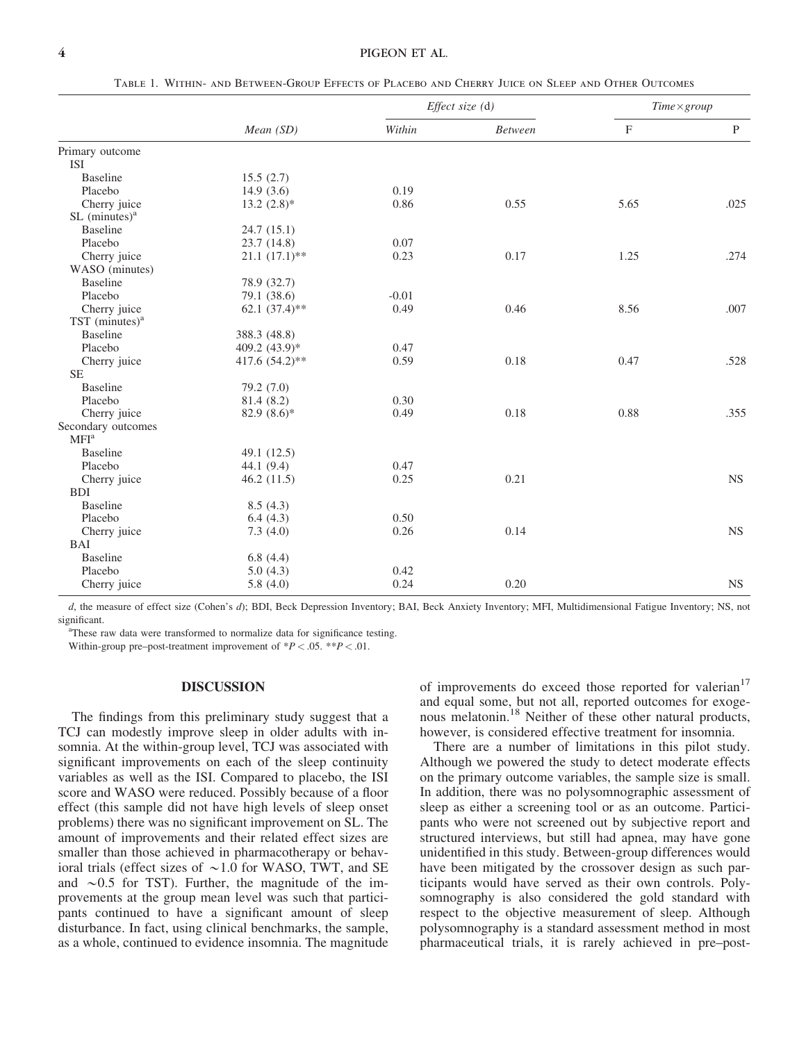Table 1. Within- and Between-Group Effects of Placebo and Cherry Juice on Sleep and Other Outcomes

| | Mean (SD) | Effect size (d) | | Time×group | |
|---|---|---|---|---|---|
| | | Within | Between | F | P |
| Primary outcome | | | | | |
| ISI | | | | | |
| Baseline | 15.5 (2.7) | | | | |
| Placebo | 14.9 (3.6) | 0.19 | | | |
| Cherry juice | 13.2 (2.8)* | 0.86 | 0.55 | 5.65 | .025 |
| SL (minutes)[a] | | | | | |
| Baseline | 24.7 (15.1) | | | | |
| Placebo | 23.7 (14.8) | 0.07 | | | |
| Cherry juice | 21.1 (17.1)** | 0.23 | 0.17 | 1.25 | .274 |
| WASO (minutes) | | | | | |
| Baseline | 78.9 (32.7) | | | | |
| Placebo | 79.1 (38.6) | -0.01 | | | |
| Cherry juice | 62.1 (37.4)** | 0.49 | 0.46 | 8.56 | .007 |
| TST (minutes)[a] | | | | | |
| Baseline | 388.3 (48.8) | | | | |
| Placebo | 409.2 (43.9)* | 0.47 | | | |
| Cherry juice | 417.6 (54.2)** | 0.59 | 0.18 | 0.47 | .528 |
| SE | | | | | |
| Baseline | 79.2 (7.0) | | | | |
| Placebo | 81.4 (8.2) | 0.30 | | | |
| Cherry juice | 82.9 (8.6)* | 0.49 | 0.18 | 0.88 | .355 |
| Secondary outcomes | | | | | |
| MFI[a] | | | | | |
| Baseline | 49.1 (12.5) | | | | |
| Placebo | 44.1 (9.4) | 0.47 | | | |
| Cherry juice | 46.2 (11.5) | 0.25 | 0.21 | | NS |
| BDI | | | | | |
| Baseline | 8.5 (4.3) | | | | |
| Placebo | 6.4 (4.3) | 0.50 | | | |
| Cherry juice | 7.3 (4.0) | 0.26 | 0.14 | | NS |
| BAI | | | | | |
| Baseline | 6.8 (4.4) | | | | |
| Placebo | 5.0 (4.3) | 0.42 | | | |
| Cherry juice | 5.8 (4.0) | 0.24 | 0.20 | | NS |

*d*, the measure of effect size (Cohen's *d*); BDI, Beck Depression Inventory; BAI, Beck Anxiety Inventory; MFI, Multidimensional Fatigue Inventory; NS, not significant.

[a]These raw data were transformed to normalize data for significance testing.

Within-group pre–post-treatment improvement of $*P < .05$. $**P < .01$.

## DISCUSSION

The findings from this preliminary study suggest that a TCJ can modestly improve sleep in older adults with insomnia. At the within-group level, TCJ was associated with significant improvements on each of the sleep continuity variables as well as the ISI. Compared to placebo, the ISI score and WASO were reduced. Possibly because of a floor effect (this sample did not have high levels of sleep onset problems) there was no significant improvement on SL. The amount of improvements and their related effect sizes are smaller than those achieved in pharmacotherapy or behavioral trials (effect sizes of ∼1.0 for WASO, TWT, and SE and ∼0.5 for TST). Further, the magnitude of the improvements at the group mean level was such that participants continued to have a significant amount of sleep disturbance. In fact, using clinical benchmarks, the sample, as a whole, continued to evidence insomnia. The magnitude of improvements do exceed those reported for valerian[17] and equal some, but not all, reported outcomes for exogenous melatonin.[18] Neither of these other natural products, however, is considered effective treatment for insomnia.

There are a number of limitations in this pilot study. Although we powered the study to detect moderate effects on the primary outcome variables, the sample size is small. In addition, there was no polysomnographic assessment of sleep as either a screening tool or as an outcome. Participants who were not screened out by subjective report and structured interviews, but still had apnea, may have gone unidentified in this study. Between-group differences would have been mitigated by the crossover design as such participants would have served as their own controls. Polysomnography is also considered the gold standard with respect to the objective measurement of sleep. Although polysomnography is a standard assessment method in most pharmaceutical trials, it is rarely achieved in pre–post-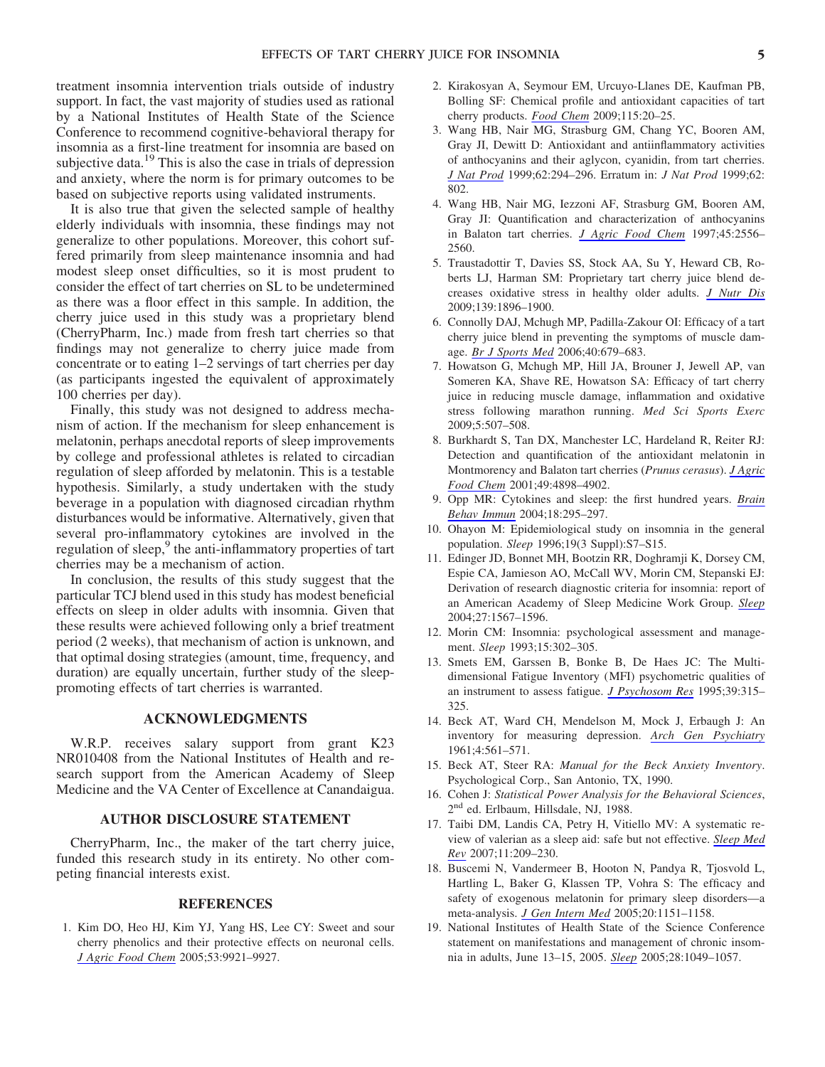treatment insomnia intervention trials outside of industry support. In fact, the vast majority of studies used as rational by a National Institutes of Health State of the Science Conference to recommend cognitive-behavioral therapy for insomnia as a first-line treatment for insomnia are based on subjective data.[19] This is also the case in trials of depression and anxiety, where the norm is for primary outcomes to be based on subjective reports using validated instruments.

It is also true that given the selected sample of healthy elderly individuals with insomnia, these findings may not generalize to other populations. Moreover, this cohort suffered primarily from sleep maintenance insomnia and had modest sleep onset difficulties, so it is most prudent to consider the effect of tart cherries on SL to be undetermined as there was a floor effect in this sample. In addition, the cherry juice used in this study was a proprietary blend (CherryPharm, Inc.) made from fresh tart cherries so that findings may not generalize to cherry juice made from concentrate or to eating 1–2 servings of tart cherries per day (as participants ingested the equivalent of approximately 100 cherries per day).

Finally, this study was not designed to address mechanism of action. If the mechanism for sleep enhancement is melatonin, perhaps anecdotal reports of sleep improvements by college and professional athletes is related to circadian regulation of sleep afforded by melatonin. This is a testable hypothesis. Similarly, a study undertaken with the study beverage in a population with diagnosed circadian rhythm disturbances would be informative. Alternatively, given that several pro-inflammatory cytokines are involved in the regulation of sleep,[9] the anti-inflammatory properties of tart cherries may be a mechanism of action.

In conclusion, the results of this study suggest that the particular TCJ blend used in this study has modest beneficial effects on sleep in older adults with insomnia. Given that these results were achieved following only a brief treatment period (2 weeks), that mechanism of action is unknown, and that optimal dosing strategies (amount, time, frequency, and duration) are equally uncertain, further study of the sleep-promoting effects of tart cherries is warranted.

## ACKNOWLEDGMENTS

W.R.P. receives salary support from grant K23 NR010408 from the National Institutes of Health and research support from the American Academy of Sleep Medicine and the VA Center of Excellence at Canandaigua.

## AUTHOR DISCLOSURE STATEMENT

CherryPharm, Inc., the maker of the tart cherry juice, funded this research study in its entirety. No other competing financial interests exist.

## REFERENCES

1. Kim DO, Heo HJ, Kim YJ, Yang HS, Lee CY: Sweet and sour cherry phenolics and their protective effects on neuronal cells. *J Agric Food Chem* 2005;53:9921–9927.
2. Kirakosyan A, Seymour EM, Urcuyo-Llanes DE, Kaufman PB, Bolling SF: Chemical profile and antioxidant capacities of tart cherry products. *Food Chem* 2009;115:20–25.
3. Wang HB, Nair MG, Strasburg GM, Chang YC, Booren AM, Gray JI, Dewitt D: Antioxidant and antiinflammatory activities of anthocyanins and their aglycon, cyanidin, from tart cherries. *J Nat Prod* 1999;62:294–296. Erratum in: *J Nat Prod* 1999;62: 802.
4. Wang HB, Nair MG, Iezzoni AF, Strasburg GM, Booren AM, Gray JI: Quantification and characterization of anthocyanins in Balaton tart cherries. *J Agric Food Chem* 1997;45:2556–2560.
5. Traustadottir T, Davies SS, Stock AA, Su Y, Heward CB, Roberts LJ, Harman SM: Proprietary tart cherry juice blend decreases oxidative stress in healthy older adults. *J Nutr Dis* 2009;139:1896–1900.
6. Connolly DAJ, Mchugh MP, Padilla-Zakour OI: Efficacy of a tart cherry juice blend in preventing the symptoms of muscle damage. *Br J Sports Med* 2006;40:679–683.
7. Howatson G, Mchugh MP, Hill JA, Brouner J, Jewell AP, van Someren KA, Shave RE, Howatson SA: Efficacy of tart cherry juice in reducing muscle damage, inflammation and oxidative stress following marathon running. *Med Sci Sports Exerc* 2009;5:507–508.
8. Burkhardt S, Tan DX, Manchester LC, Hardeland R, Reiter RJ: Detection and quantification of the antioxidant melatonin in Montmorency and Balaton tart cherries (*Prunus cerasus*). *J Agric Food Chem* 2001;49:4898–4902.
9. Opp MR: Cytokines and sleep: the first hundred years. *Brain Behav Immun* 2004;18:295–297.
10. Ohayon M: Epidemiological study on insomnia in the general population. *Sleep* 1996;19(3 Suppl):S7–S15.
11. Edinger JD, Bonnet MH, Bootzin RR, Doghramji K, Dorsey CM, Espie CA, Jamieson AO, McCall WV, Morin CM, Stepanski EJ: Derivation of research diagnostic criteria for insomnia: report of an American Academy of Sleep Medicine Work Group. *Sleep* 2004;27:1567–1596.
12. Morin CM: Insomnia: psychological assessment and management. *Sleep* 1993;15:302–305.
13. Smets EM, Garssen B, Bonke B, De Haes JC: The Multidimensional Fatigue Inventory (MFI) psychometric qualities of an instrument to assess fatigue. *J Psychosom Res* 1995;39:315–325.
14. Beck AT, Ward CH, Mendelson M, Mock J, Erbaugh J: An inventory for measuring depression. *Arch Gen Psychiatry* 1961;4:561–571.
15. Beck AT, Steer RA: *Manual for the Beck Anxiety Inventory*. Psychological Corp., San Antonio, TX, 1990.
16. Cohen J: *Statistical Power Analysis for the Behavioral Sciences*, 2nd ed. Erlbaum, Hillsdale, NJ, 1988.
17. Taibi DM, Landis CA, Petry H, Vitiello MV: A systematic review of valerian as a sleep aid: safe but not effective. *Sleep Med Rev* 2007;11:209–230.
18. Buscemi N, Vandermeer B, Hooton N, Pandya R, Tjosvold L, Hartling L, Baker G, Klassen TP, Vohra S: The efficacy and safety of exogenous melatonin for primary sleep disorders—a meta-analysis. *J Gen Intern Med* 2005;20:1151–1158.
19. National Institutes of Health State of the Science Conference statement on manifestations and management of chronic insomnia in adults, June 13–15, 2005. *Sleep* 2005;28:1049–1057.